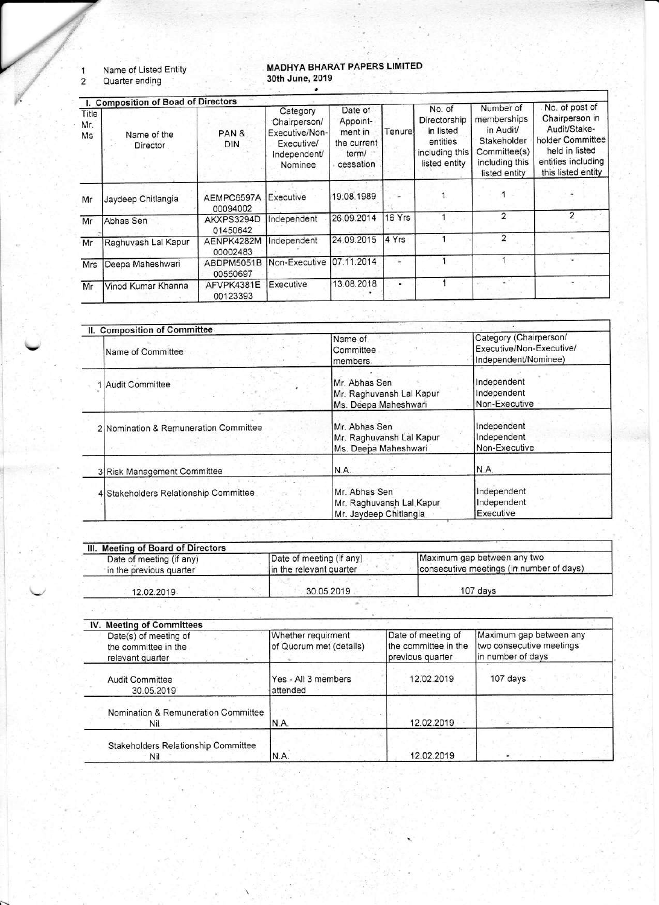| | | |
|---|---|---|
| 1 | Name of Listed Entity | **MADHYA BHARAT PAPERS LIMITED** |
| 2 | Quarter ending | **30th June, 2019** |

**I. Composition of Boad of Directors**

| Title Mr. Ms | Name of the Director | PAN & DIN | Category Chairperson/ Executive/Non-Executive/ Independent/ Nominee | Date of Appoint-ment in the current term/ cessation | Tenure | No. of Directorship in listed entities including this listed entity | Number of memberships in Audit/ Stakeholder Committee(s) including this listed entity | No. of post of Chairperson in Audit/Stake-holder Committee held in listed entities including this listed entity |
|---|---|---|---|---|---|---|---|---|
| Mr | Jaydeep Chitlangia | AEMPC6597A 00094002 | Executive | 19.08.1989 | - | 1 | 1 | - |
| Mr | Abhas Sen | AKXPS3294D 01450642 | Independent | 26.09.2014 | 16 Yrs | 1 | 2 | 2 |
| Mr | Raghuvash Lal Kapur | AENPK4282M 00002483 | Independent | 24.09.2015 | 4 Yrs | 1 | 2 | - |
| Mrs | Deepa Maheshwari | ABDPM5051B 00550697 | Non-Executive | 07.11.2014 | - | 1 | 1 | - |
| Mr | Vinod Kumar Khanna | AFVPK4381E 00123393 | Executive | 13.08.2018 | - | 1 | - | - |

**II. Composition of Committee**

| | Name of Committee | Name of Committee members | Category (Chairperson/ Executive/Non-Executive/ Independent/Nominee) |
|---|---|---|---|
| 1 | Audit Committee | Mr. Abhas Sen<br>Mr. Raghuvansh Lal Kapur<br>Ms. Deepa Maheshwari | Independent<br>Independent<br>Non-Executive |
| 2 | Nomination & Remuneration Committee | Mr. Abhas Sen<br>Mr. Raghuvansh Lal Kapur<br>Ms. Deepa Maheshwari | Independent<br>Independent<br>Non-Executive |
| 3 | Risk Management Committee | N.A. | N.A. |
| 4 | Stakeholders Relationship Committee | Mr. Abhas Sen<br>Mr. Raghuvansh Lal Kapur<br>Mr. Jaydeep Chitlangia | Independent<br>Independent<br>Executive |

**III. Meeting of Board of Directors**

| Date of meeting (if any) in the previous quarter | Date of meeting (if any) in the relevant quarter | Maximum gap between any two consecutive meetings (in number of days) |
|---|---|---|
| 12.02.2019 | 30.05.2019 | 107 days |

**IV. Meeting of Committees**

| Date(s) of meeting of the committee in the relevant quarter | Whether requirment of Quorum met (details) | Date of meeting of the committee in the previous quarter | Maximum gap between any two consecutive meetings in number of days |
|---|---|---|---|
| Audit Committee<br>30.05.2019 | Yes - All 3 members attended | 12.02.2019 | 107 days |
| Nomination & Remuneration Committee<br>Nil | N.A. | 12.02.2019 | - |
| Stakeholders Relationship Committee<br>Nil | N.A. | 12.02.2019 | - |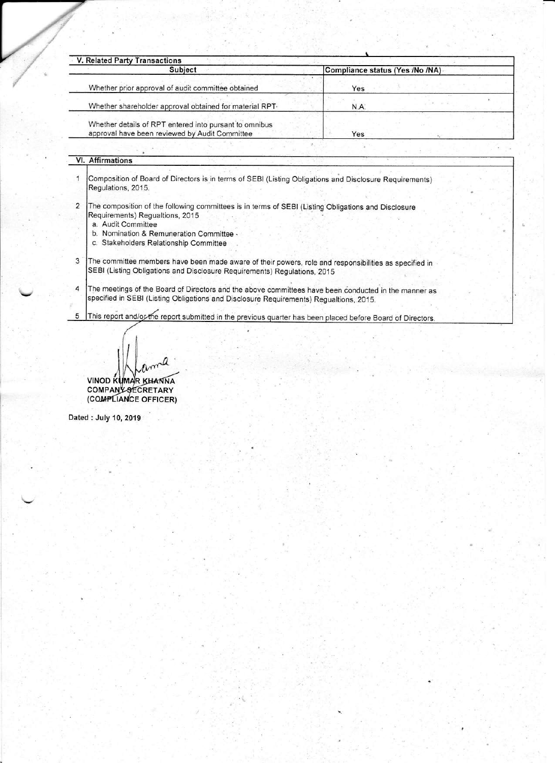## V. Related Party Transactions

| Subject | Compliance status (Yes /No /NA) |
|---|---|
| Whether prior approval of audit committee obtained | Yes |
| Whether shareholder approval obtained for material RPT | N.A. |
| Whether details of RPT entered into pursant to omnibus approval have been reviewed by Audit Committee | Yes |

## VI. Affirmations

1. Composition of Board of Directors is in terms of SEBI (Listing Obligations and Disclosure Requirements) Regulations, 2015.
2. The composition of the following committees is in terms of SEBI (Listing Obligations and Disclosure Requirements) Regualtions, 2015
   a. Audit Committee
   b. Nomination & Remuneration Committee
   c. Stakeholders Relationship Committee
3. The committee members have been made aware of their powers, role and responsibilities as specified in SEBI (Listing Obligations and Disclosure Requirements) Regulations, 2015
4. The meetings of the Board of Directors and the above committees have been conducted in the manner as specified in SEBI (Listing Obligations and Disclosure Requirements) Regualtions, 2015.
5. This report and/or the report submitted in the previous quarter has been placed before Board of Directors.

**VINOD KUMAR KHANNA**
**COMPANY SECRETARY**
**(COMPLIANCE OFFICER)**

Dated : July 10, 2019